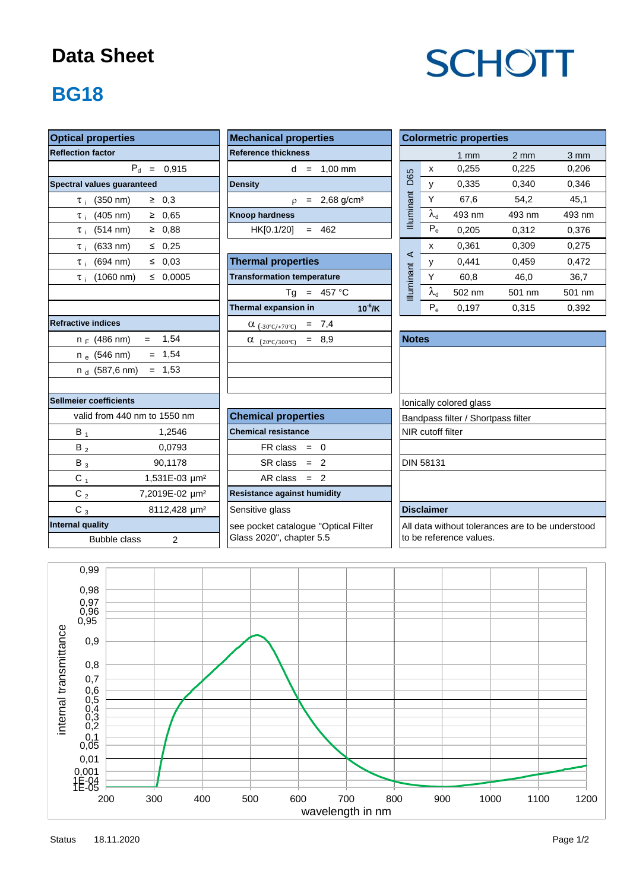# Data Sheet

SCHOTT

## BG18

### Optical properties

**Reflection factor**

$P_d$ = 0,915

**Spectral values guaranteed**

| | | |
|---|---|---|
| $\tau_i$ (350 nm) | ≥ | 0,3 |
| $\tau_i$ (405 nm) | ≥ | 0,65 |
| $\tau_i$ (514 nm) | ≥ | 0,88 |
| $\tau_i$ (633 nm) | ≤ | 0,25 |
| $\tau_i$ (694 nm) | ≤ | 0,03 |
| $\tau_i$ (1060 nm) | ≤ | 0,0005 |

**Refractive indices**

| | | |
|---|---|---|
| $n_F$ (486 nm) | = | 1,54 |
| $n_e$ (546 nm) | = | 1,54 |
| $n_d$ (587,6 nm) | = | 1,53 |

**Sellmeier coefficients**

valid from 440 nm to 1550 nm

| | |
|---|---|
| $B_1$ | 1,2546 |
| $B_2$ | 0,0793 |
| $B_3$ | 90,1178 |
| $C_1$ | 1,531E-03 µm² |
| $C_2$ | 7,2019E-02 µm² |
| $C_3$ | 8112,428 µm² |

**Internal quality**

Bubble class 2

### Mechanical properties

**Reference thickness**

d = 1,00 mm

**Density**

ρ = 2,68 g/cm³

**Knoop hardness**

HK[0.1/20] = 462

### Thermal properties

**Transformation temperature**

Tg = 457 °C

**Thermal expansion in** $10^{-6}$/K

$\alpha_{(-30°C/+70°C)}$ = 7,4

$\alpha_{(20°C/300°C)}$ = 8,9

### Chemical properties

**Chemical resistance**

FR class = 0

SR class = 2

AR class = 2

**Resistance against humidity**

Sensitive glass

see pocket catalogue "Optical Filter Glass 2020", chapter 5.5

### Colormetric properties

| | | 1 mm | 2 mm | 3 mm |
|---|---|---|---|---|
| Illuminant D65 | x | 0,255 | 0,225 | 0,206 |
| | y | 0,335 | 0,340 | 0,346 |
| | Y | 67,6 | 54,2 | 45,1 |
| | $\lambda_d$ | 493 nm | 493 nm | 493 nm |
| | $P_e$ | 0,205 | 0,312 | 0,376 |
| Illuminant A | x | 0,361 | 0,309 | 0,275 |
| | y | 0,441 | 0,459 | 0,472 |
| | Y | 60,8 | 46,0 | 36,7 |
| | $\lambda_d$ | 502 nm | 501 nm | 501 nm |
| | $P_e$ | 0,197 | 0,315 | 0,392 |

### Notes

Ionically colored glass

Bandpass filter / Shortpass filter

NIR cutoff filter

DIN 58131

### Disclaimer

All data without tolerances are to be understood to be reference values.

Status 18.11.2020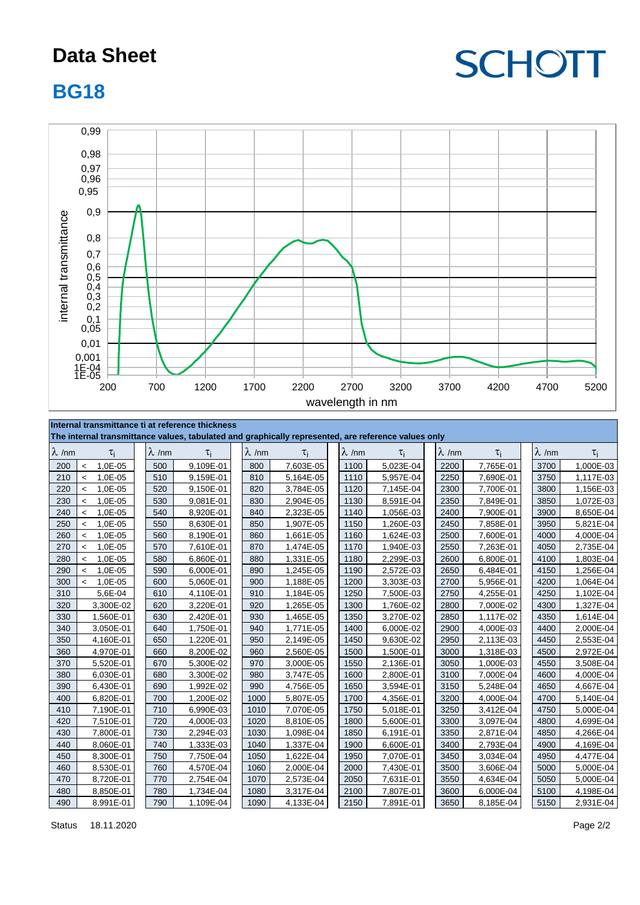# Data Sheet

SCHOTT

## BG18

internal transmittance

0,99
0,98
0,97
0,96
0,95
0,9
0,8
0,7
0,6
0,5
0,4
0,3
0,2
0,1
0,05
0,01
0,001
1E-04
1E-05

200 700 1200 1700 2200 2700 3200 3700 4200 4700 5200

wavelength in nm

**Internal transmittance ti at reference thickness**

**The internal transmittance values, tabulated and graphically represented, are reference values only**

| λ /nm | $\tau_i$ | λ /nm | $\tau_i$ | λ /nm | $\tau_i$ | λ /nm | $\tau_i$ | λ /nm | $\tau_i$ | λ /nm | $\tau_i$ |
|---|---|---|---|---|---|---|---|---|---|---|---|
| 200 | < 1,0E-05 | 500 | 9,109E-01 | 800 | 7,603E-05 | 1100 | 5,023E-04 | 2200 | 7,765E-01 | 3700 | 1,000E-03 |
| 210 | < 1,0E-05 | 510 | 9,159E-01 | 810 | 5,164E-05 | 1110 | 5,957E-04 | 2250 | 7,690E-01 | 3750 | 1,117E-03 |
| 220 | < 1,0E-05 | 520 | 9,150E-01 | 820 | 3,784E-05 | 1120 | 7,145E-04 | 2300 | 7,700E-01 | 3800 | 1,156E-03 |
| 230 | < 1,0E-05 | 530 | 9,081E-01 | 830 | 2,904E-05 | 1130 | 8,591E-04 | 2350 | 7,849E-01 | 3850 | 1,072E-03 |
| 240 | < 1,0E-05 | 540 | 8,920E-01 | 840 | 2,323E-05 | 1140 | 1,056E-03 | 2400 | 7,900E-01 | 3900 | 8,650E-04 |
| 250 | < 1,0E-05 | 550 | 8,630E-01 | 850 | 1,907E-05 | 1150 | 1,260E-03 | 2450 | 7,858E-01 | 3950 | 5,821E-04 |
| 260 | < 1,0E-05 | 560 | 8,190E-01 | 860 | 1,661E-05 | 1160 | 1,624E-03 | 2500 | 7,600E-01 | 4000 | 4,000E-04 |
| 270 | < 1,0E-05 | 570 | 7,610E-01 | 870 | 1,474E-05 | 1170 | 1,940E-03 | 2550 | 7,263E-01 | 4050 | 2,735E-04 |
| 280 | < 1,0E-05 | 580 | 6,860E-01 | 880 | 1,331E-05 | 1180 | 2,299E-03 | 2600 | 6,800E-01 | 4100 | 1,803E-04 |
| 290 | < 1,0E-05 | 590 | 6,000E-01 | 890 | 1,245E-05 | 1190 | 2,572E-03 | 2650 | 6,484E-01 | 4150 | 1,256E-04 |
| 300 | < 1,0E-05 | 600 | 5,060E-01 | 900 | 1,188E-05 | 1200 | 3,303E-03 | 2700 | 5,956E-01 | 4200 | 1,064E-04 |
| 310 | 5,6E-04 | 610 | 4,110E-01 | 910 | 1,184E-05 | 1250 | 7,500E-03 | 2750 | 4,255E-01 | 4250 | 1,102E-04 |
| 320 | 3,300E-02 | 620 | 3,220E-01 | 920 | 1,265E-05 | 1300 | 1,760E-02 | 2800 | 7,000E-02 | 4300 | 1,327E-04 |
| 330 | 1,560E-01 | 630 | 2,420E-01 | 930 | 1,465E-05 | 1350 | 3,270E-02 | 2850 | 1,117E-02 | 4350 | 1,614E-04 |
| 340 | 3,050E-01 | 640 | 1,750E-01 | 940 | 1,771E-05 | 1400 | 6,000E-02 | 2900 | 4,000E-03 | 4400 | 2,000E-04 |
| 350 | 4,160E-01 | 650 | 1,220E-01 | 950 | 2,149E-05 | 1450 | 9,630E-02 | 2950 | 2,113E-03 | 4450 | 2,553E-04 |
| 360 | 4,970E-01 | 660 | 8,200E-02 | 960 | 2,560E-05 | 1500 | 1,500E-01 | 3000 | 1,318E-03 | 4500 | 2,972E-04 |
| 370 | 5,520E-01 | 670 | 5,300E-02 | 970 | 3,000E-05 | 1550 | 2,136E-01 | 3050 | 1,000E-03 | 4550 | 3,508E-04 |
| 380 | 6,030E-01 | 680 | 3,300E-02 | 980 | 3,747E-05 | 1600 | 2,800E-01 | 3100 | 7,000E-04 | 4600 | 4,000E-04 |
| 390 | 6,430E-01 | 690 | 1,992E-02 | 990 | 4,756E-05 | 1650 | 3,594E-01 | 3150 | 5,248E-04 | 4650 | 4,667E-04 |
| 400 | 6,820E-01 | 700 | 1,200E-02 | 1000 | 5,807E-05 | 1700 | 4,356E-01 | 3200 | 4,000E-04 | 4700 | 5,140E-04 |
| 410 | 7,190E-01 | 710 | 6,990E-03 | 1010 | 7,070E-05 | 1750 | 5,018E-01 | 3250 | 3,412E-04 | 4750 | 5,000E-04 |
| 420 | 7,510E-01 | 720 | 4,000E-03 | 1020 | 8,810E-05 | 1800 | 5,600E-01 | 3300 | 3,097E-04 | 4800 | 4,699E-04 |
| 430 | 7,800E-01 | 730 | 2,294E-03 | 1030 | 1,098E-04 | 1850 | 6,191E-01 | 3350 | 2,871E-04 | 4850 | 4,266E-04 |
| 440 | 8,060E-01 | 740 | 1,333E-03 | 1040 | 1,337E-04 | 1900 | 6,600E-01 | 3400 | 2,793E-04 | 4900 | 4,169E-04 |
| 450 | 8,300E-01 | 750 | 7,750E-04 | 1050 | 1,622E-04 | 1950 | 7,070E-01 | 3450 | 3,034E-04 | 4950 | 4,477E-04 |
| 460 | 8,530E-01 | 760 | 4,570E-04 | 1060 | 2,000E-04 | 2000 | 7,430E-01 | 3500 | 3,606E-04 | 5000 | 5,000E-04 |
| 470 | 8,720E-01 | 770 | 2,754E-04 | 1070 | 2,573E-04 | 2050 | 7,631E-01 | 3550 | 4,634E-04 | 5050 | 5,000E-04 |
| 480 | 8,850E-01 | 780 | 1,734E-04 | 1080 | 3,317E-04 | 2100 | 7,807E-01 | 3600 | 6,000E-04 | 5100 | 4,198E-04 |
| 490 | 8,991E-01 | 790 | 1,109E-04 | 1090 | 4,133E-04 | 2150 | 7,891E-01 | 3650 | 8,185E-04 | 5150 | 2,931E-04 |

Status 18.11.2020